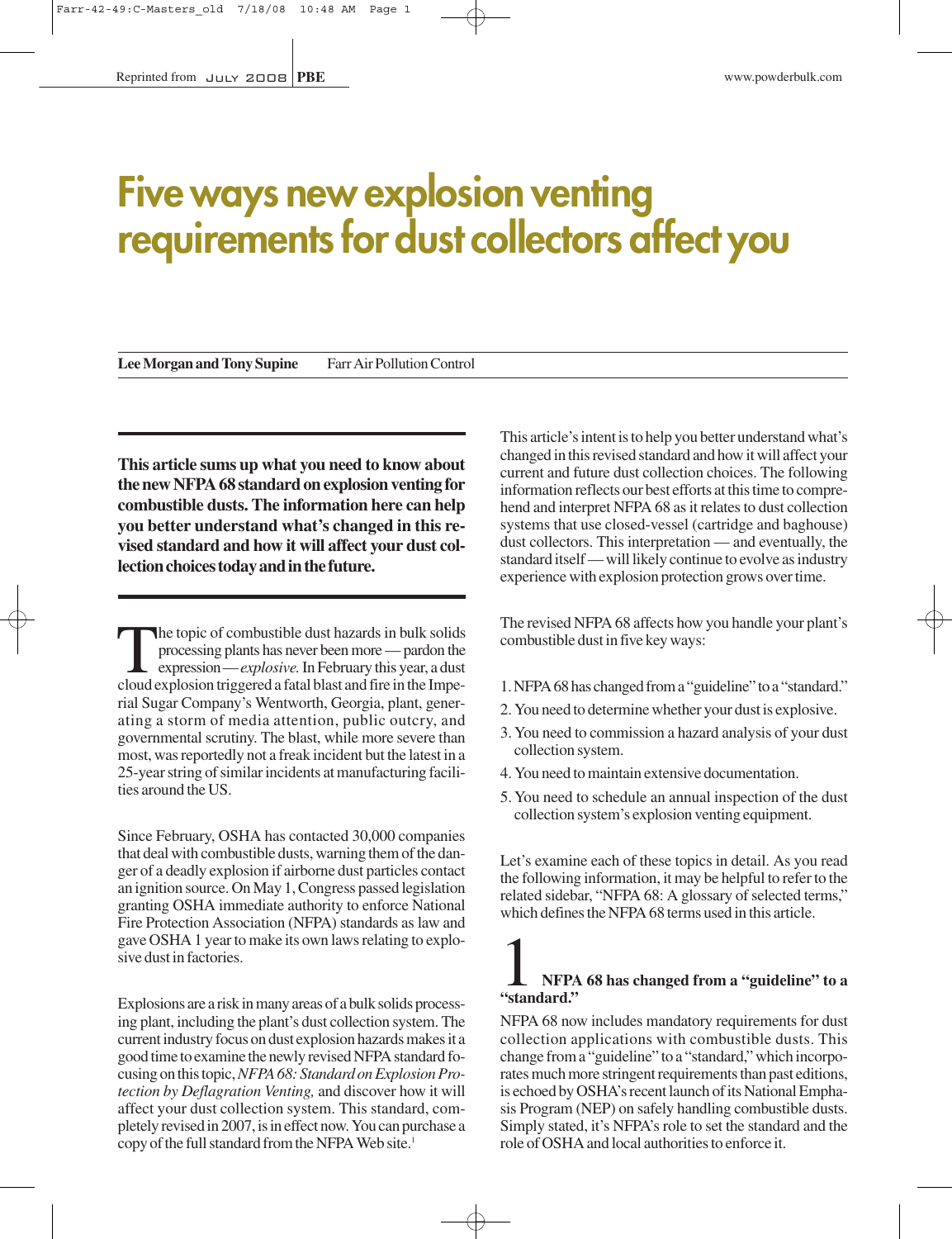# Five ways new explosion venting requirements for dust collectors affect you

**Lee Morgan and Tony Supine** Farr Air Pollution Control

**This article sums up what you need to know about the new NFPA 68 standard on explosion venting for combustible dusts. The information here can help you better understand what's changed in this revised standard and how it will affect your dust collection choices today and in the future.**

The topic of combustible dust hazards in bulk solids processing plants has never been more — pardon the expression — *explosive.* In February this year, a dust cloud explosion triggered a fatal blast and fire in the Imperial Sugar Company's Wentworth, Georgia, plant, generating a storm of media attention, public outcry, and governmental scrutiny. The blast, while more severe than most, was reportedly not a freak incident but the latest in a 25-year string of similar incidents at manufacturing facilities around the US.

Since February, OSHA has contacted 30,000 companies that deal with combustible dusts, warning them of the danger of a deadly explosion if airborne dust particles contact an ignition source. On May 1, Congress passed legislation granting OSHA immediate authority to enforce National Fire Protection Association (NFPA) standards as law and gave OSHA 1 year to make its own laws relating to explosive dust in factories.

Explosions are a risk in many areas of a bulk solids processing plant, including the plant's dust collection system. The current industry focus on dust explosion hazards makes it a good time to examine the newly revised NFPA standard focusing on this topic, *NFPA 68: Standard on Explosion Protection by Deflagration Venting,* and discover how it will affect your dust collection system. This standard, completely revised in 2007, is in effect now. You can purchase a copy of the full standard from the NFPA Web site.[1]

This article's intent is to help you better understand what's changed in this revised standard and how it will affect your current and future dust collection choices. The following information reflects our best efforts at this time to comprehend and interpret NFPA 68 as it relates to dust collection systems that use closed-vessel (cartridge and baghouse) dust collectors. This interpretation — and eventually, the standard itself — will likely continue to evolve as industry experience with explosion protection grows over time.

The revised NFPA 68 affects how you handle your plant's combustible dust in five key ways:

1. NFPA 68 has changed from a "guideline" to a "standard."
2. You need to determine whether your dust is explosive.
3. You need to commission a hazard analysis of your dust collection system.
4. You need to maintain extensive documentation.
5. You need to schedule an annual inspection of the dust collection system's explosion venting equipment.

Let's examine each of these topics in detail. As you read the following information, it may be helpful to refer to the related sidebar, "NFPA 68: A glossary of selected terms," which defines the NFPA 68 terms used in this article.

## 1 NFPA 68 has changed from a "guideline" to a "standard."

NFPA 68 now includes mandatory requirements for dust collection applications with combustible dusts. This change from a "guideline" to a "standard," which incorporates much more stringent requirements than past editions, is echoed by OSHA's recent launch of its National Emphasis Program (NEP) on safely handling combustible dusts. Simply stated, it's NFPA's role to set the standard and the role of OSHA and local authorities to enforce it.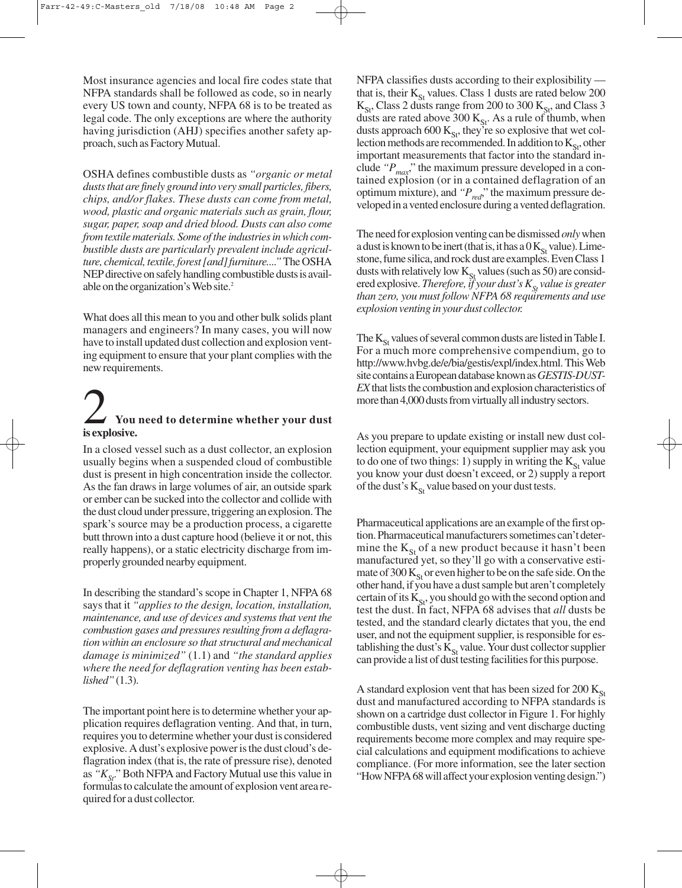Most insurance agencies and local fire codes state that NFPA standards shall be followed as code, so in nearly every US town and county, NFPA 68 is to be treated as legal code. The only exceptions are where the authority having jurisdiction (AHJ) specifies another safety approach, such as Factory Mutual.

OSHA defines combustible dusts as *"organic or metal dusts that are finely ground into very small particles, fibers, chips, and/or flakes. These dusts can come from metal, wood, plastic and organic materials such as grain, flour, sugar, paper, soap and dried blood. Dusts can also come from textile materials. Some of the industries in which combustible dusts are particularly prevalent include agriculture, chemical, textile, forest [and] furniture...."* The OSHA NEP directive on safely handling combustible dusts is available on the organization's Web site.[2]

What does all this mean to you and other bulk solids plant managers and engineers? In many cases, you will now have to install updated dust collection and explosion venting equipment to ensure that your plant complies with the new requirements.

## 2 You need to determine whether your dust is explosive.

In a closed vessel such as a dust collector, an explosion usually begins when a suspended cloud of combustible dust is present in high concentration inside the collector. As the fan draws in large volumes of air, an outside spark or ember can be sucked into the collector and collide with the dust cloud under pressure, triggering an explosion. The spark's source may be a production process, a cigarette butt thrown into a dust capture hood (believe it or not, this really happens), or a static electricity discharge from improperly grounded nearby equipment.

In describing the standard's scope in Chapter 1, NFPA 68 says that it *"applies to the design, location, installation, maintenance, and use of devices and systems that vent the combustion gases and pressures resulting from a deflagration within an enclosure so that structural and mechanical damage is minimized"* (1.1) and *"the standard applies where the need for deflagration venting has been established"* (1.3).

The important point here is to determine whether your application requires deflagration venting. And that, in turn, requires you to determine whether your dust is considered explosive. A dust's explosive power is the dust cloud's deflagration index (that is, the rate of pressure rise), denoted as *"$K_{St}$."* Both NFPA and Factory Mutual use this value in formulas to calculate the amount of explosion vent area required for a dust collector.

NFPA classifies dusts according to their explosibility — that is, their $K_{St}$ values. Class 1 dusts are rated below 200 $K_{St}$, Class 2 dusts range from 200 to 300 $K_{St}$, and Class 3 dusts are rated above 300 $K_{St}$. As a rule of thumb, when dusts approach 600 $K_{St}$, they're so explosive that wet collection methods are recommended. In addition to $K_{St}$, other important measurements that factor into the standard include *"$P_{max}$,"* the maximum pressure developed in a contained explosion (or in a contained deflagration of an optimum mixture), and *"$P_{red}$,"* the maximum pressure developed in a vented enclosure during a vented deflagration.

The need for explosion venting can be dismissed *only* when a dust is known to be inert (that is, it has a 0 $K_{St}$ value). Limestone, fume silica, and rock dust are examples. Even Class 1 dusts with relatively low $K_{St}$ values (such as 50) are considered explosive. *Therefore, if your dust's $K_{St}$ value is greater than zero, you must follow NFPA 68 requirements and use explosion venting in your dust collector.*

The $K_{St}$ values of several common dusts are listed in Table I. For a much more comprehensive compendium, go to http://www.hvbg.de/e/bia/gestis/expl/index.html. This Web site contains a European database known as *GESTIS-DUST-EX* that lists the combustion and explosion characteristics of more than 4,000 dusts from virtually all industry sectors.

As you prepare to update existing or install new dust collection equipment, your equipment supplier may ask you to do one of two things: 1) supply in writing the $K_{St}$ value you know your dust doesn't exceed, or 2) supply a report of the dust's $K_{St}$ value based on your dust tests.

Pharmaceutical applications are an example of the first option. Pharmaceutical manufacturers sometimes can't determine the $K_{St}$ of a new product because it hasn't been manufactured yet, so they'll go with a conservative estimate of 300 $K_{St}$ or even higher to be on the safe side. On the other hand, if you have a dust sample but aren't completely certain of its $K_{St}$, you should go with the second option and test the dust. In fact, NFPA 68 advises that *all* dusts be tested, and the standard clearly dictates that you, the end user, and not the equipment supplier, is responsible for establishing the dust's $K_{St}$ value. Your dust collector supplier can provide a list of dust testing facilities for this purpose.

A standard explosion vent that has been sized for 200 $K_{St}$ dust and manufactured according to NFPA standards is shown on a cartridge dust collector in Figure 1. For highly combustible dusts, vent sizing and vent discharge ducting requirements become more complex and may require special calculations and equipment modifications to achieve compliance. (For more information, see the later section "How NFPA 68 will affect your explosion venting design.")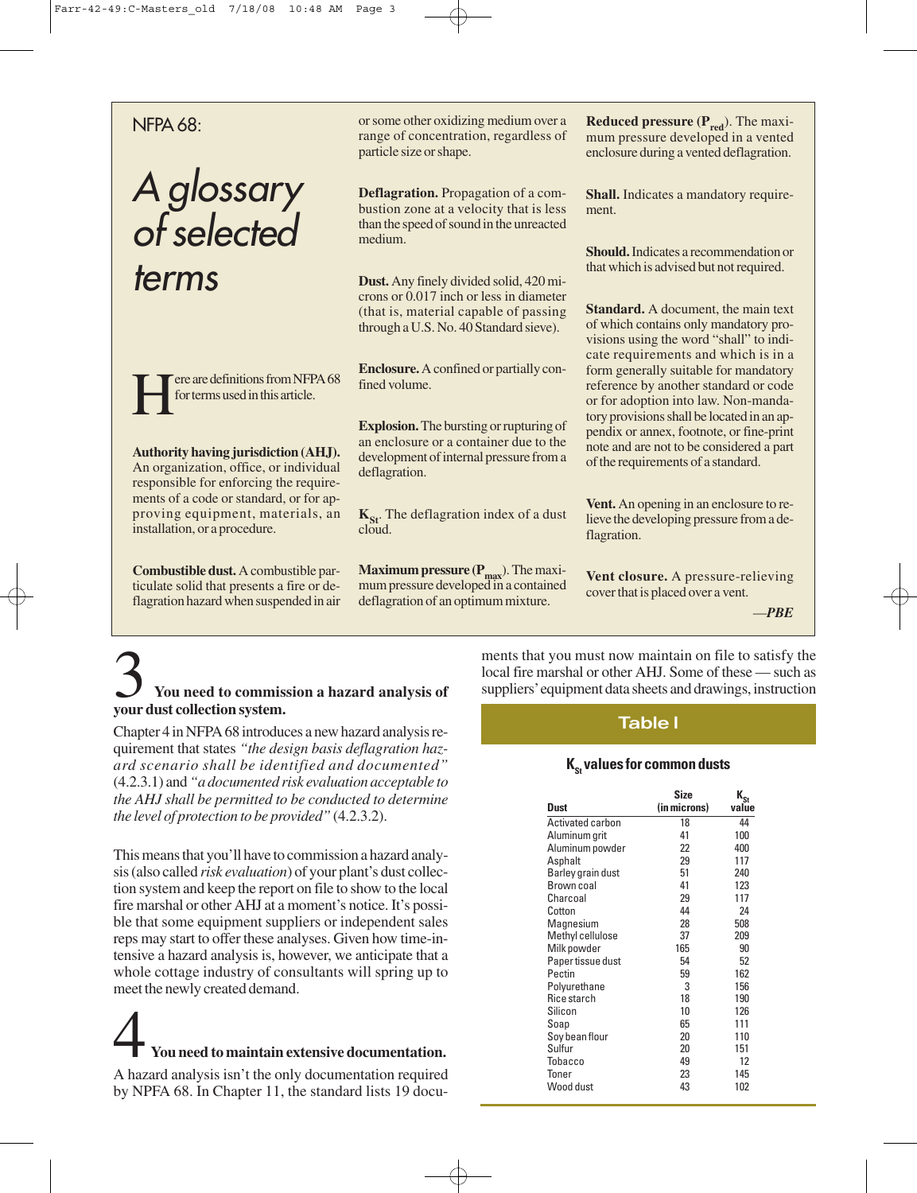## NFPA 68: *A glossary of selected terms*

Here are definitions from NFPA 68 for terms used in this article.

**Authority having jurisdiction (AHJ).** An organization, office, or individual responsible for enforcing the requirements of a code or standard, or for approving equipment, materials, an installation, or a procedure.

**Combustible dust.** A combustible particulate solid that presents a fire or deflagration hazard when suspended in air or some other oxidizing medium over a range of concentration, regardless of particle size or shape.

**Deflagration.** Propagation of a combustion zone at a velocity that is less than the speed of sound in the unreacted medium.

**Dust.** Any finely divided solid, 420 microns or 0.017 inch or less in diameter (that is, material capable of passing through a U.S. No. 40 Standard sieve).

**Enclosure.** A confined or partially confined volume.

**Explosion.** The bursting or rupturing of an enclosure or a container due to the development of internal pressure from a deflagration.

**$K_{St}$.** The deflagration index of a dust cloud.

**Maximum pressure ($P_{max}$).** The maximum pressure developed in a contained deflagration of an optimum mixture.

**Reduced pressure ($P_{red}$).** The maximum pressure developed in a vented enclosure during a vented deflagration.

**Shall.** Indicates a mandatory requirement.

**Should.** Indicates a recommendation or that which is advised but not required.

**Standard.** A document, the main text of which contains only mandatory provisions using the word "shall" to indicate requirements and which is in a form generally suitable for mandatory reference by another standard or code or for adoption into law. Non-mandatory provisions shall be located in an appendix or annex, footnote, or fine-print note and are not to be considered a part of the requirements of a standard.

**Vent.** An opening in an enclosure to relieve the developing pressure from a deflagration.

**Vent closure.** A pressure-relieving cover that is placed over a vent.

*—PBE*

## 3 You need to commission a hazard analysis of your dust collection system.

Chapter 4 in NFPA 68 introduces a new hazard analysis requirement that states *"the design basis deflagration hazard scenario shall be identified and documented"* (4.2.3.1) and *"a documented risk evaluation acceptable to the AHJ shall be permitted to be conducted to determine the level of protection to be provided"* (4.2.3.2).

This means that you'll have to commission a hazard analysis (also called *risk evaluation*) of your plant's dust collection system and keep the report on file to show to the local fire marshal or other AHJ at a moment's notice. It's possible that some equipment suppliers or independent sales reps may start to offer these analyses. Given how time-intensive a hazard analysis is, however, we anticipate that a whole cottage industry of consultants will spring up to meet the newly created demand.

## 4 You need to maintain extensive documentation.

A hazard analysis isn't the only documentation required by NPFA 68. In Chapter 11, the standard lists 19 documents that you must now maintain on file to satisfy the local fire marshal or other AHJ. Some of these — such as suppliers' equipment data sheets and drawings, instruction

### Table I

**$K_{St}$ values for common dusts**

| Dust | Size (in microns) | $K_{St}$ value |
|---|---|---|
| Activated carbon | 18 | 44 |
| Aluminum grit | 41 | 100 |
| Aluminum powder | 22 | 400 |
| Asphalt | 29 | 117 |
| Barley grain dust | 51 | 240 |
| Brown coal | 41 | 123 |
| Charcoal | 29 | 117 |
| Cotton | 44 | 24 |
| Magnesium | 28 | 508 |
| Methyl cellulose | 37 | 209 |
| Milk powder | 165 | 90 |
| Paper tissue dust | 54 | 52 |
| Pectin | 59 | 162 |
| Polyurethane | 3 | 156 |
| Rice starch | 18 | 190 |
| Silicon | 10 | 126 |
| Soap | 65 | 111 |
| Soy bean flour | 20 | 110 |
| Sulfur | 20 | 151 |
| Tobacco | 49 | 12 |
| Toner | 23 | 145 |
| Wood dust | 43 | 102 |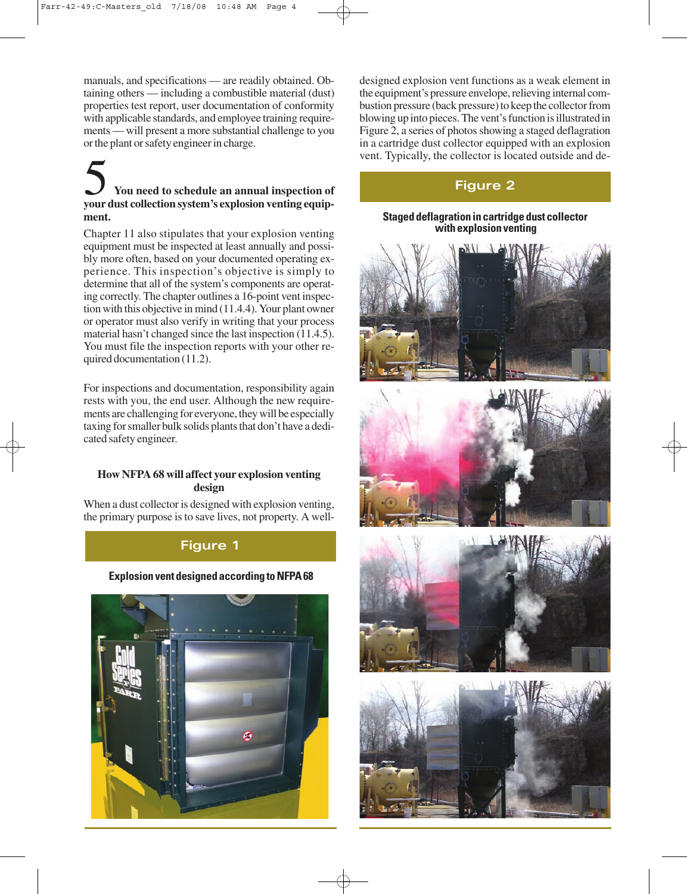manuals, and specifications — are readily obtained. Obtaining others — including a combustible material (dust) properties test report, user documentation of conformity with applicable standards, and employee training requirements — will present a more substantial challenge to you or the plant or safety engineer in charge.

## 5 You need to schedule an annual inspection of your dust collection system's explosion venting equipment.

Chapter 11 also stipulates that your explosion venting equipment must be inspected at least annually and possibly more often, based on your documented operating experience. This inspection's objective is simply to determine that all of the system's components are operating correctly. The chapter outlines a 16-point vent inspection with this objective in mind (11.4.4). Your plant owner or operator must also verify in writing that your process material hasn't changed since the last inspection (11.4.5). You must file the inspection reports with your other required documentation (11.2).

For inspections and documentation, responsibility again rests with you, the end user. Although the new requirements are challenging for everyone, they will be especially taxing for smaller bulk solids plants that don't have a dedicated safety engineer.

### How NFPA 68 will affect your explosion venting design

When a dust collector is designed with explosion venting, the primary purpose is to save lives, not property. A well-designed explosion vent functions as a weak element in the equipment's pressure envelope, relieving internal combustion pressure (back pressure) to keep the collector from blowing up into pieces. The vent's function is illustrated in Figure 2, a series of photos showing a staged deflagration in a cartridge dust collector equipped with an explosion vent. Typically, the collector is located outside and de-

**Figure 1**

**Explosion vent designed according to NFPA 68**

**Figure 2**

**Staged deflagration in cartridge dust collector with explosion venting**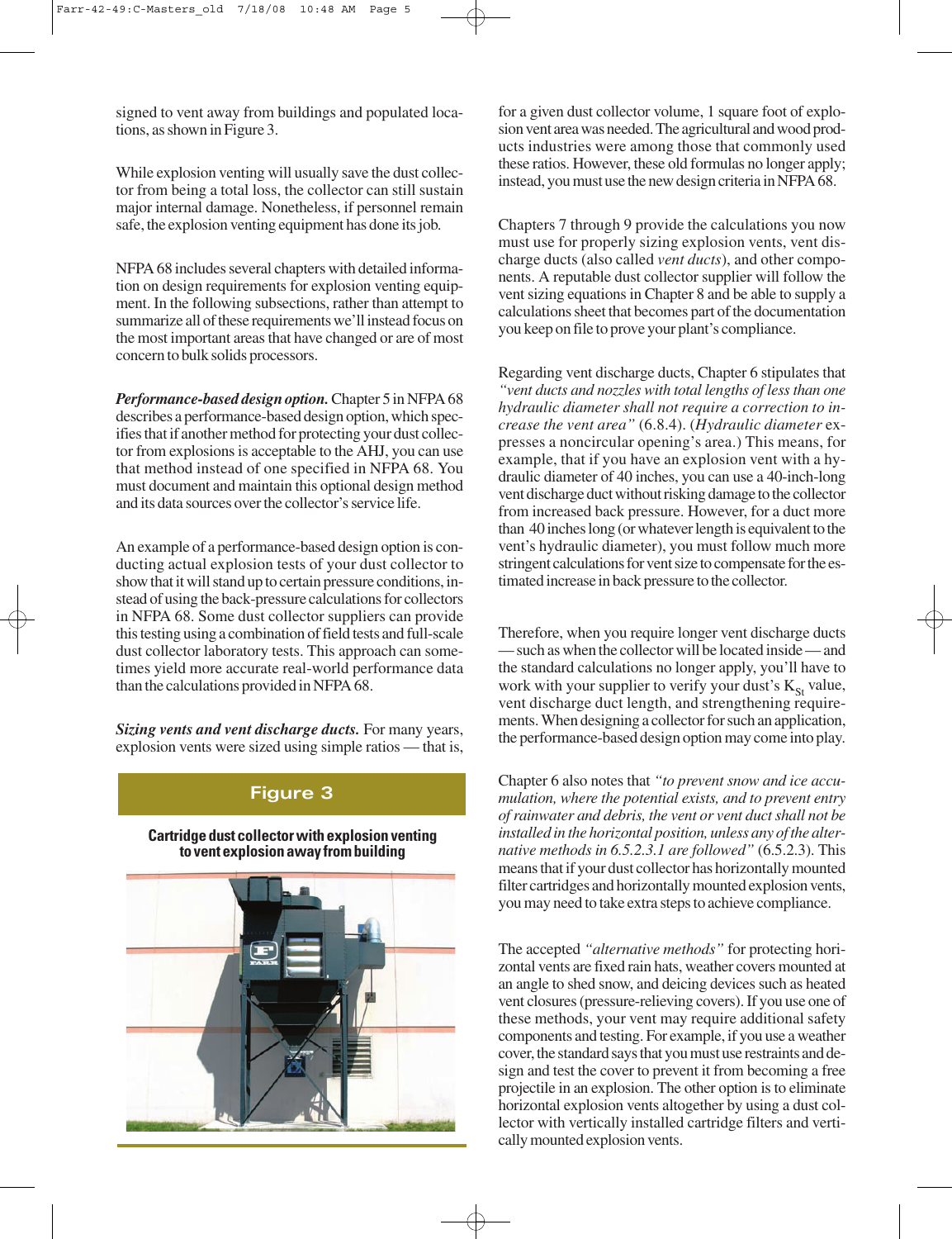signed to vent away from buildings and populated locations, as shown in Figure 3.

While explosion venting will usually save the dust collector from being a total loss, the collector can still sustain major internal damage. Nonetheless, if personnel remain safe, the explosion venting equipment has done its job.

NFPA 68 includes several chapters with detailed information on design requirements for explosion venting equipment. In the following subsections, rather than attempt to summarize all of these requirements we'll instead focus on the most important areas that have changed or are of most concern to bulk solids processors.

***Performance-based design option.*** Chapter 5 in NFPA 68 describes a performance-based design option, which specifies that if another method for protecting your dust collector from explosions is acceptable to the AHJ, you can use that method instead of one specified in NFPA 68. You must document and maintain this optional design method and its data sources over the collector's service life.

An example of a performance-based design option is conducting actual explosion tests of your dust collector to show that it will stand up to certain pressure conditions, instead of using the back-pressure calculations for collectors in NFPA 68. Some dust collector suppliers can provide this testing using a combination of field tests and full-scale dust collector laboratory tests. This approach can sometimes yield more accurate real-world performance data than the calculations provided in NFPA 68.

***Sizing vents and vent discharge ducts.*** For many years, explosion vents were sized using simple ratios — that is, for a given dust collector volume, 1 square foot of explosion vent area was needed. The agricultural and wood products industries were among those that commonly used these ratios. However, these old formulas no longer apply; instead, you must use the new design criteria in NFPA 68.

**Figure 3**

**Cartridge dust collector with explosion venting to vent explosion away from building**

Chapters 7 through 9 provide the calculations you now must use for properly sizing explosion vents, vent discharge ducts (also called *vent ducts*), and other components. A reputable dust collector supplier will follow the vent sizing equations in Chapter 8 and be able to supply a calculations sheet that becomes part of the documentation you keep on file to prove your plant's compliance.

Regarding vent discharge ducts, Chapter 6 stipulates that *"vent ducts and nozzles with total lengths of less than one hydraulic diameter shall not require a correction to increase the vent area"* (6.8.4). (*Hydraulic diameter* expresses a noncircular opening's area.) This means, for example, that if you have an explosion vent with a hydraulic diameter of 40 inches, you can use a 40-inch-long vent discharge duct without risking damage to the collector from increased back pressure. However, for a duct more than 40 inches long (or whatever length is equivalent to the vent's hydraulic diameter), you must follow much more stringent calculations for vent size to compensate for the estimated increase in back pressure to the collector.

Therefore, when you require longer vent discharge ducts — such as when the collector will be located inside — and the standard calculations no longer apply, you'll have to work with your supplier to verify your dust's $K_{St}$ value, vent discharge duct length, and strengthening requirements. When designing a collector for such an application, the performance-based design option may come into play.

Chapter 6 also notes that *"to prevent snow and ice accumulation, where the potential exists, and to prevent entry of rainwater and debris, the vent or vent duct shall not be installed in the horizontal position, unless any of the alternative methods in 6.5.2.3.1 are followed"* (6.5.2.3). This means that if your dust collector has horizontally mounted filter cartridges and horizontally mounted explosion vents, you may need to take extra steps to achieve compliance.

The accepted *"alternative methods"* for protecting horizontal vents are fixed rain hats, weather covers mounted at an angle to shed snow, and deicing devices such as heated vent closures (pressure-relieving covers). If you use one of these methods, your vent may require additional safety components and testing. For example, if you use a weather cover, the standard says that you must use restraints and design and test the cover to prevent it from becoming a free projectile in an explosion. The other option is to eliminate horizontal explosion vents altogether by using a dust collector with vertically installed cartridge filters and vertically mounted explosion vents.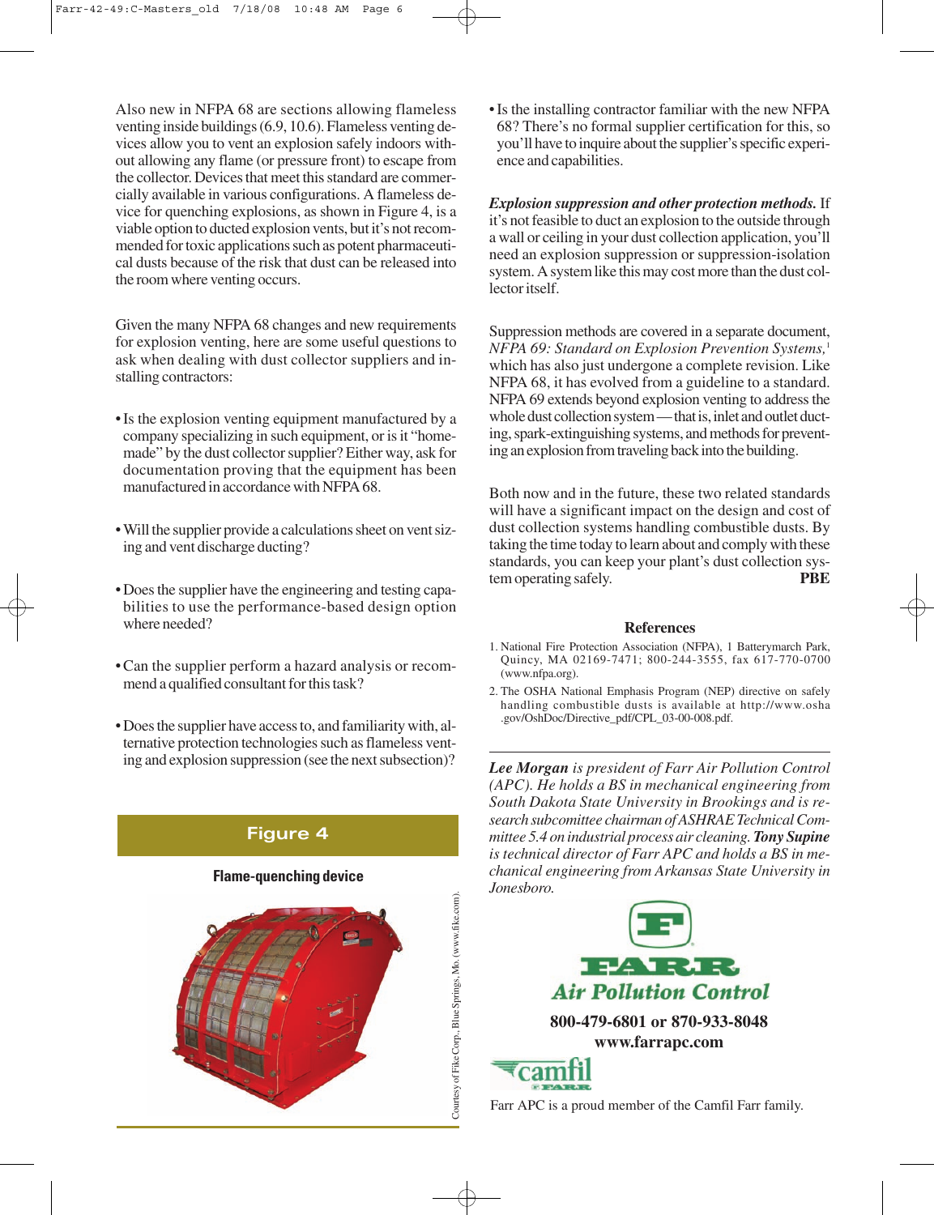Also new in NFPA 68 are sections allowing flameless venting inside buildings (6.9, 10.6). Flameless venting devices allow you to vent an explosion safely indoors without allowing any flame (or pressure front) to escape from the collector. Devices that meet this standard are commercially available in various configurations. A flameless device for quenching explosions, as shown in Figure 4, is a viable option to ducted explosion vents, but it's not recommended for toxic applications such as potent pharmaceutical dusts because of the risk that dust can be released into the room where venting occurs.

Given the many NFPA 68 changes and new requirements for explosion venting, here are some useful questions to ask when dealing with dust collector suppliers and installing contractors:

- Is the explosion venting equipment manufactured by a company specializing in such equipment, or is it "homemade" by the dust collector supplier? Either way, ask for documentation proving that the equipment has been manufactured in accordance with NFPA 68.
- Will the supplier provide a calculations sheet on vent sizing and vent discharge ducting?
- Does the supplier have the engineering and testing capabilities to use the performance-based design option where needed?
- Can the supplier perform a hazard analysis or recommend a qualified consultant for this task?
- Does the supplier have access to, and familiarity with, alternative protection technologies such as flameless venting and explosion suppression (see the next subsection)?

**Figure 4**

**Flame-quenching device**

Courtesy of Fike Corp., Blue Springs, Mo. (www.fike.com).

- Is the installing contractor familiar with the new NFPA 68? There's no formal supplier certification for this, so you'll have to inquire about the supplier's specific experience and capabilities.

***Explosion suppression and other protection methods.*** If it's not feasible to duct an explosion to the outside through a wall or ceiling in your dust collection application, you'll need an explosion suppression or suppression-isolation system. A system like this may cost more than the dust collector itself.

Suppression methods are covered in a separate document, *NFPA 69: Standard on Explosion Prevention Systems,*[1] which has also just undergone a complete revision. Like NFPA 68, it has evolved from a guideline to a standard. NFPA 69 extends beyond explosion venting to address the whole dust collection system — that is, inlet and outlet ducting, spark-extinguishing systems, and methods for preventing an explosion from traveling back into the building.

Both now and in the future, these two related standards will have a significant impact on the design and cost of dust collection systems handling combustible dusts. By taking the time today to learn about and comply with these standards, you can keep your plant's dust collection system operating safely. **PBE**

### References

1. National Fire Protection Association (NFPA), 1 Batterymarch Park, Quincy, MA 02169-7471; 800-244-3555, fax 617-770-0700 (www.nfpa.org).
2. The OSHA National Emphasis Program (NEP) directive on safely handling combustible dusts is available at http://www.osha.gov/OshDoc/Directive_pdf/CPL_03-00-008.pdf.

---

***Lee Morgan*** *is president of Farr Air Pollution Control (APC). He holds a BS in mechanical engineering from South Dakota State University in Brookings and is research subcommittee chairman of ASHRAE Technical Committee 5.4 on industrial process air cleaning.* ***Tony Supine*** *is technical director of Farr APC and holds a BS in mechanical engineering from Arkansas State University in Jonesboro.*

FARR Air Pollution Control

**800-479-6801 or 870-933-8048**

**www.farrapc.com**

camfil FARR

Farr APC is a proud member of the Camfil Farr family.